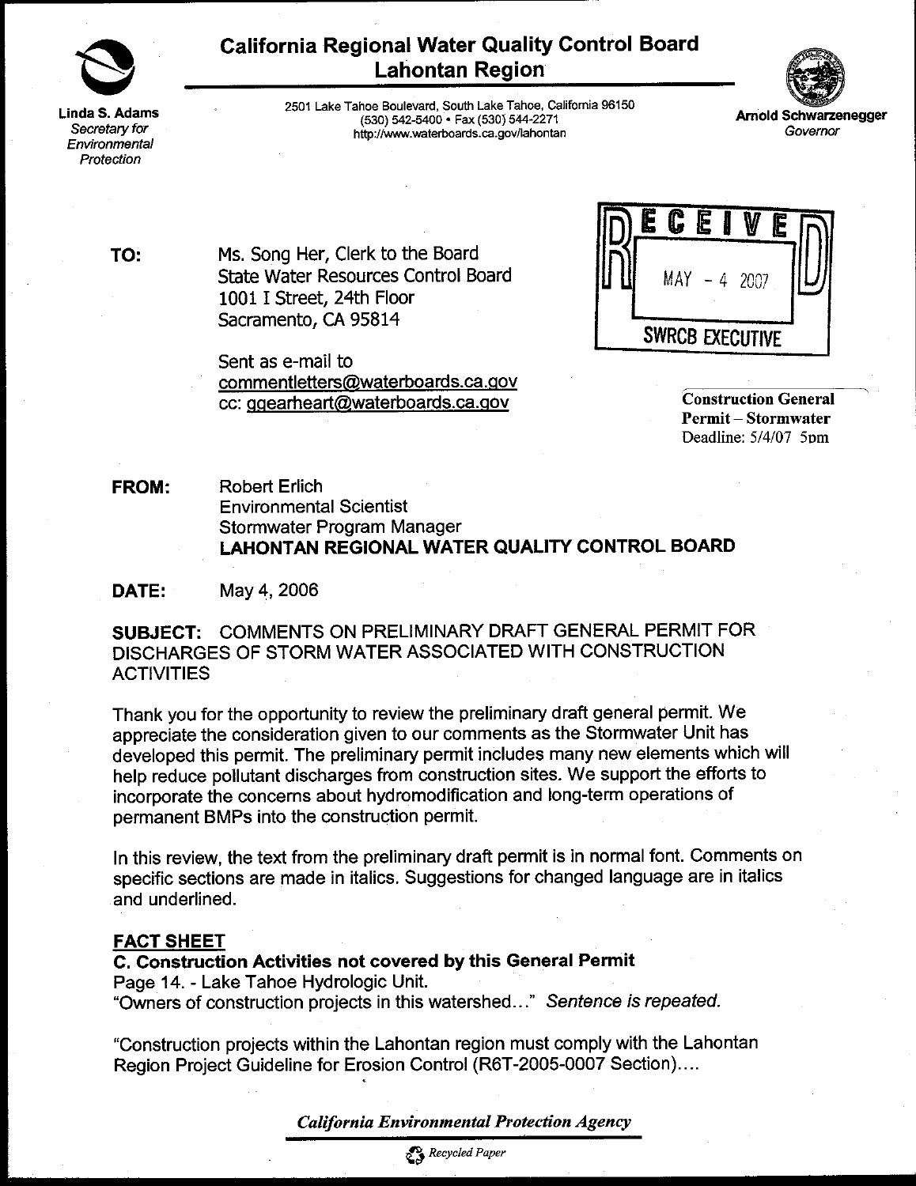**Linda S. Adams**
*Secretary for Environmental Protection*

# California Regional Water Quality Control Board
## Lahontan Region

2501 Lake Tahoe Boulevard, South Lake Tahoe, California 96150
(530) 542-5400 • Fax (530) 544-2271
http://www.waterboards.ca.gov/lahontan

**Arnold Schwarzenegger**
*Governor*

RECEIVED
MAY - 4 2007
SWRCB EXECUTIVE

**TO:** Ms. Song Her, Clerk to the Board
State Water Resources Control Board
1001 I Street, 24th Floor
Sacramento, CA 95814

Sent as e-mail to
commentletters@waterboards.ca.gov
cc: ggearheart@waterboards.ca.gov

**Construction General Permit – Stormwater**
Deadline: 5/4/07 5pm

**FROM:** Robert Erlich
Environmental Scientist
Stormwater Program Manager
**LAHONTAN REGIONAL WATER QUALITY CONTROL BOARD**

**DATE:** May 4, 2006

**SUBJECT:** COMMENTS ON PRELIMINARY DRAFT GENERAL PERMIT FOR DISCHARGES OF STORM WATER ASSOCIATED WITH CONSTRUCTION ACTIVITIES

Thank you for the opportunity to review the preliminary draft general permit. We appreciate the consideration given to our comments as the Stormwater Unit has developed this permit. The preliminary permit includes many new elements which will help reduce pollutant discharges from construction sites. We support the efforts to incorporate the concerns about hydromodification and long-term operations of permanent BMPs into the construction permit.

In this review, the text from the preliminary draft permit is in normal font. Comments on specific sections are made in italics. Suggestions for changed language are in italics and underlined.

**FACT SHEET**

**C. Construction Activities not covered by this General Permit**

Page 14. - Lake Tahoe Hydrologic Unit.

"Owners of construction projects in this watershed…" *Sentence is repeated.*

"Construction projects within the Lahontan region must comply with the Lahontan Region Project Guideline for Erosion Control (R6T-2005-0007 Section)….

*California Environmental Protection Agency*

Recycled Paper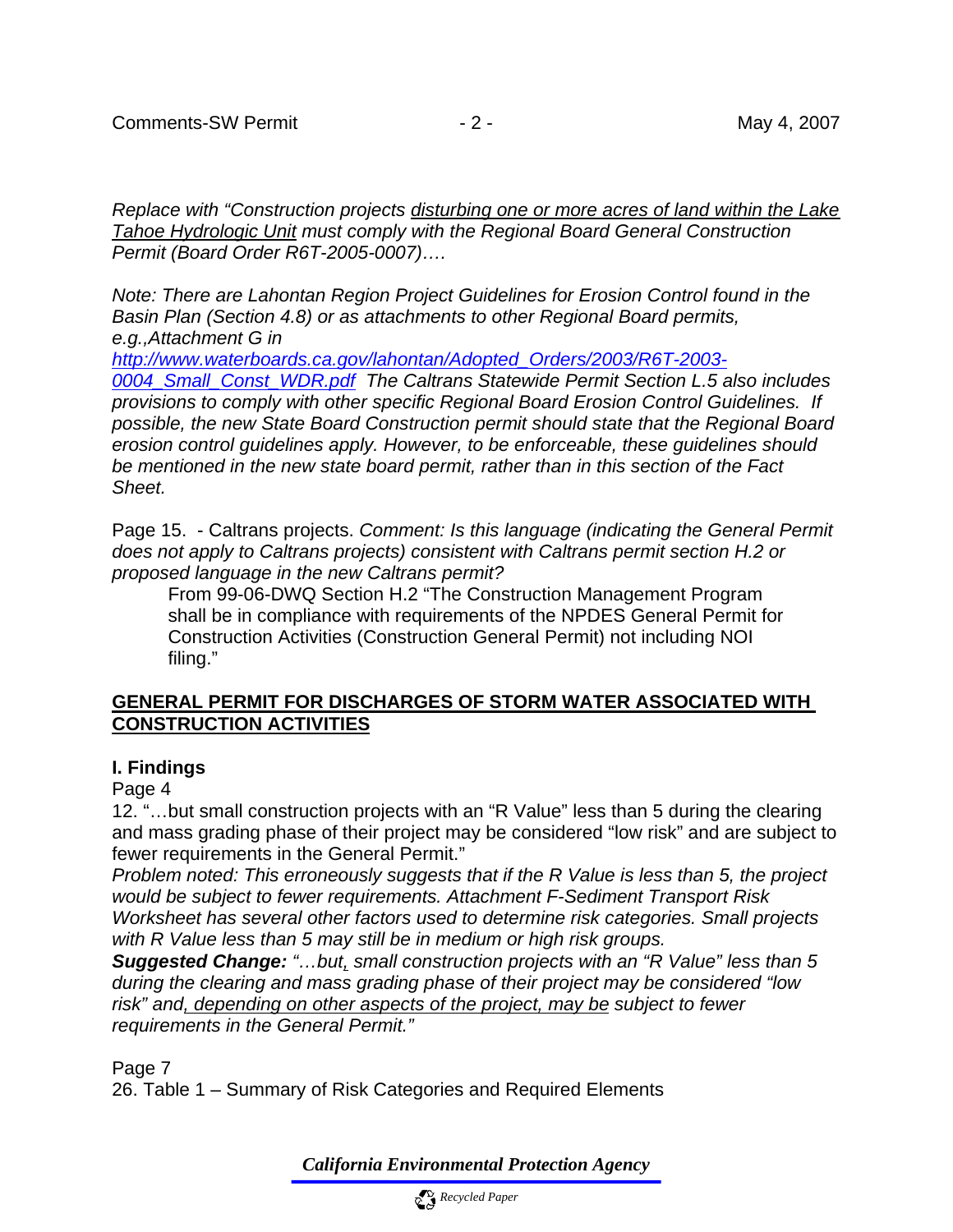*Replace with "Construction projects <u>disturbing one or more acres of land within the Lake Tahoe Hydrologic Unit</u> must comply with the Regional Board General Construction Permit (Board Order R6T-2005-0007)….*

*Note: There are Lahontan Region Project Guidelines for Erosion Control found in the Basin Plan (Section 4.8) or as attachments to other Regional Board permits, e.g.,Attachment G in [http://www.waterboards.ca.gov/lahontan/Adopted_Orders/2003/R6T-2003-0004_Small_Const_WDR.pdf](http://www.waterboards.ca.gov/lahontan/Adopted_Orders/2003/R6T-2003-0004_Small_Const_WDR.pdf) The Caltrans Statewide Permit Section L.5 also includes provisions to comply with other specific Regional Board Erosion Control Guidelines. If possible, the new State Board Construction permit should state that the Regional Board erosion control guidelines apply. However, to be enforceable, these guidelines should be mentioned in the new state board permit, rather than in this section of the Fact Sheet.*

Page 15. - Caltrans projects. *Comment: Is this language (indicating the General Permit does not apply to Caltrans projects) consistent with Caltrans permit section H.2 or proposed language in the new Caltrans permit?*

> From 99-06-DWQ Section H.2 "The Construction Management Program shall be in compliance with requirements of the NPDES General Permit for Construction Activities (Construction General Permit) not including NOI filing."

## <u>GENERAL PERMIT FOR DISCHARGES OF STORM WATER ASSOCIATED WITH CONSTRUCTION ACTIVITIES</u>

### I. Findings

Page 4

12. "…but small construction projects with an "R Value" less than 5 during the clearing and mass grading phase of their project may be considered "low risk" and are subject to fewer requirements in the General Permit."

*Problem noted: This erroneously suggests that if the R Value is less than 5, the project would be subject to fewer requirements. Attachment F-Sediment Transport Risk Worksheet has several other factors used to determine risk categories. Small projects with R Value less than 5 may still be in medium or high risk groups.*

***Suggested Change:*** *"…but<u>,</u> small construction projects with an "R Value" less than 5 during the clearing and mass grading phase of their project may be considered "low risk" and<u>, depending on other aspects of the project, may be</u> subject to fewer requirements in the General Permit."*

Page 7

26. Table 1 – Summary of Risk Categories and Required Elements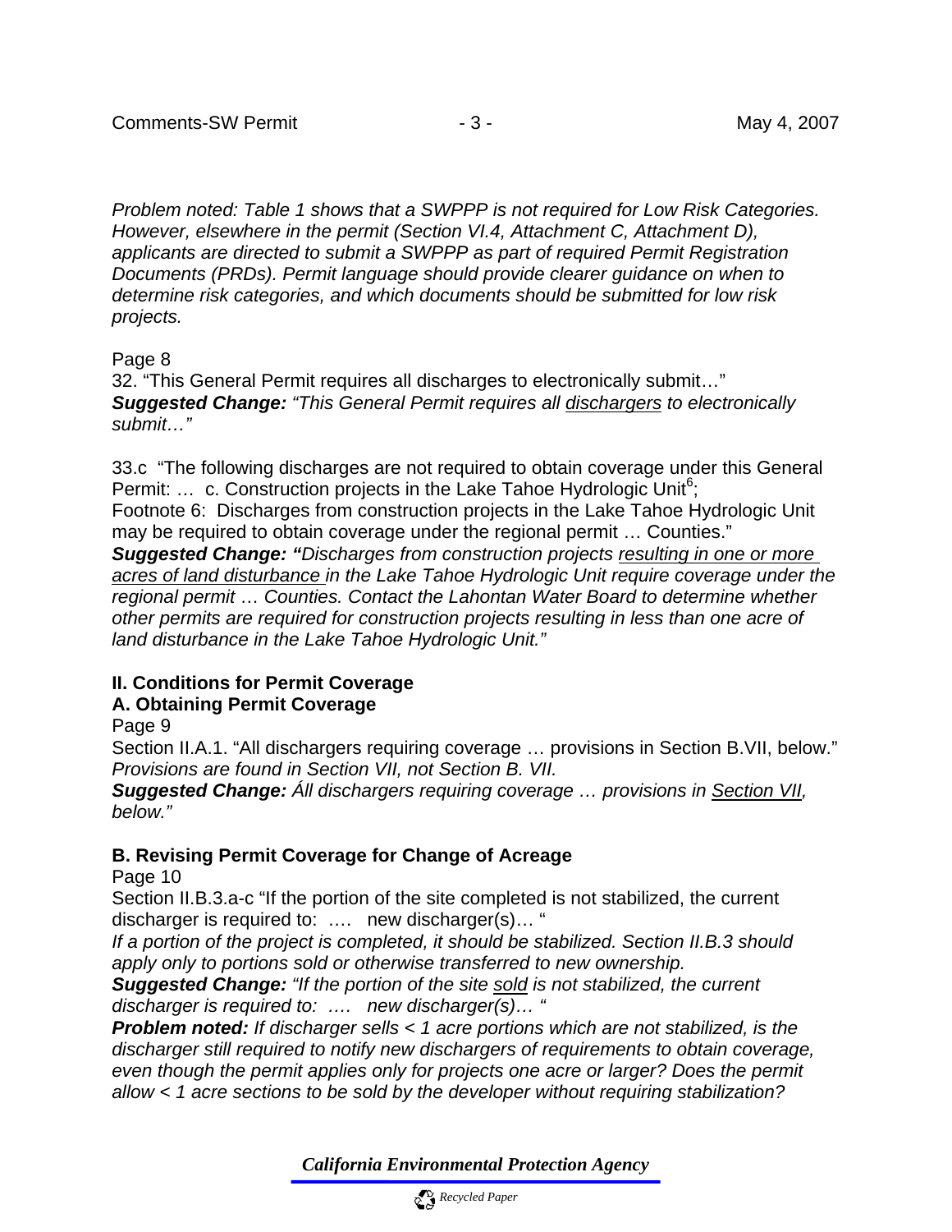*Problem noted: Table 1 shows that a SWPPP is not required for Low Risk Categories. However, elsewhere in the permit (Section VI.4, Attachment C, Attachment D), applicants are directed to submit a SWPPP as part of required Permit Registration Documents (PRDs). Permit language should provide clearer guidance on when to determine risk categories, and which documents should be submitted for low risk projects.*

Page 8

32. "This General Permit requires all discharges to electronically submit…"
***Suggested Change:*** *"This General Permit requires all <u>dischargers</u> to electronically submit…"*

33.c "The following discharges are not required to obtain coverage under this General Permit: … c. Construction projects in the Lake Tahoe Hydrologic Unit[6];
Footnote 6: Discharges from construction projects in the Lake Tahoe Hydrologic Unit may be required to obtain coverage under the regional permit … Counties."
***Suggested Change: "****Discharges from construction projects <u>resulting in one or more acres of land disturbance</u> in the Lake Tahoe Hydrologic Unit require coverage under the regional permit … Counties. Contact the Lahontan Water Board to determine whether other permits are required for construction projects resulting in less than one acre of land disturbance in the Lake Tahoe Hydrologic Unit."*

## II. Conditions for Permit Coverage

### A. Obtaining Permit Coverage

Page 9

Section II.A.1. "All dischargers requiring coverage … provisions in Section B.VII, below."
*Provisions are found in Section VII, not Section B. VII.*
***Suggested Change:*** *Áll dischargers requiring coverage … provisions in <u>Section VII</u>, below."*

### B. Revising Permit Coverage for Change of Acreage

Page 10

Section II.B.3.a-c "If the portion of the site completed is not stabilized, the current discharger is required to: …. new discharger(s)… "
*If a portion of the project is completed, it should be stabilized. Section II.B.3 should apply only to portions sold or otherwise transferred to new ownership.*
***Suggested Change:*** *"If the portion of the site <u>sold</u> is not stabilized, the current discharger is required to: …. new discharger(s)… "*
***Problem noted:*** *If discharger sells < 1 acre portions which are not stabilized, is the discharger still required to notify new dischargers of requirements to obtain coverage, even though the permit applies only for projects one acre or larger? Does the permit allow < 1 acre sections to be sold by the developer without requiring stabilization?*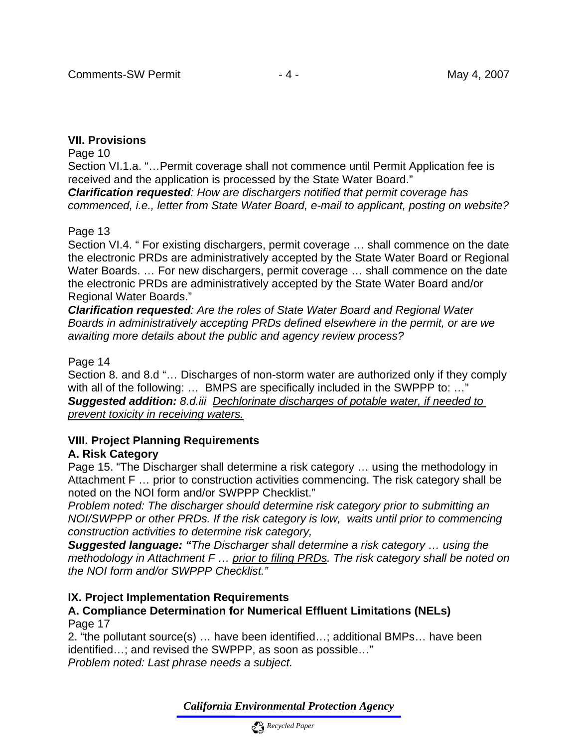## VII. Provisions

Page 10

Section VI.1.a. "…Permit coverage shall not commence until Permit Application fee is received and the application is processed by the State Water Board."

***Clarification requested**: How are dischargers notified that permit coverage has commenced, i.e., letter from State Water Board, e-mail to applicant, posting on website?*

Page 13

Section VI.4. " For existing dischargers, permit coverage … shall commence on the date the electronic PRDs are administratively accepted by the State Water Board or Regional Water Boards. … For new dischargers, permit coverage … shall commence on the date the electronic PRDs are administratively accepted by the State Water Board and/or Regional Water Boards."

***Clarification requested**: Are the roles of State Water Board and Regional Water Boards in administratively accepting PRDs defined elsewhere in the permit, or are we awaiting more details about the public and agency review process?*

Page 14

Section 8. and 8.d "… Discharges of non-storm water are authorized only if they comply with all of the following: … BMPS are specifically included in the SWPPP to: …"

***Suggested addition:** 8.d.iii <u>Dechlorinate discharges of potable water, if needed to prevent toxicity in receiving waters.</u>*

## VIII. Project Planning Requirements

### A. Risk Category

Page 15. "The Discharger shall determine a risk category … using the methodology in Attachment F … prior to construction activities commencing. The risk category shall be noted on the NOI form and/or SWPPP Checklist."

*Problem noted: The discharger should determine risk category prior to submitting an NOI/SWPPP or other PRDs. If the risk category is low, waits until prior to commencing construction activities to determine risk category,*

***Suggested language: "**The Discharger shall determine a risk category … using the methodology in Attachment F … <u>prior to filing PRDs</u>. The risk category shall be noted on the NOI form and/or SWPPP Checklist."*

## IX. Project Implementation Requirements

### A. Compliance Determination for Numerical Effluent Limitations (NELs)

Page 17

2. "the pollutant source(s) … have been identified…; additional BMPs… have been identified…; and revised the SWPPP, as soon as possible…"

*Problem noted: Last phrase needs a subject.*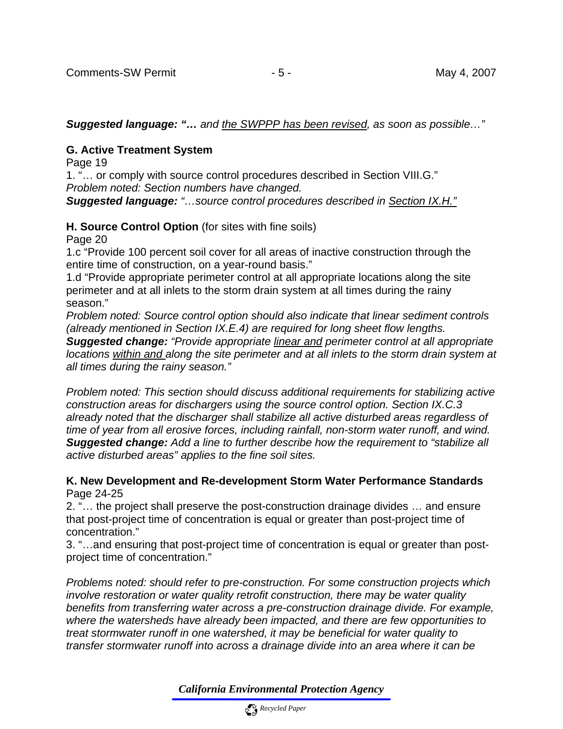***Suggested language: "…*** *and* *<u>the SWPPP has been revised</u>, as soon as possible…"*

**G. Active Treatment System**

Page 19

1. "… or comply with source control procedures described in Section VIII.G."

*Problem noted: Section numbers have changed.*

***Suggested language:*** *"…source control procedures described in <u>Section IX.H."</u>*

**H. Source Control Option** (for sites with fine soils)

Page 20

1.c "Provide 100 percent soil cover for all areas of inactive construction through the entire time of construction, on a year-round basis."

1.d "Provide appropriate perimeter control at all appropriate locations along the site perimeter and at all inlets to the storm drain system at all times during the rainy season."

*Problem noted: Source control option should also indicate that linear sediment controls (already mentioned in Section IX.E.4) are required for long sheet flow lengths.*

***Suggested change:*** *"Provide appropriate <u>linear and</u> perimeter control at all appropriate locations <u>within and</u> along the site perimeter and at all inlets to the storm drain system at all times during the rainy season."*

*Problem noted: This section should discuss additional requirements for stabilizing active construction areas for dischargers using the source control option. Section IX.C.3 already noted that the discharger shall stabilize all active disturbed areas regardless of time of year from all erosive forces, including rainfall, non-storm water runoff, and wind.*
***Suggested change:*** *Add a line to further describe how the requirement to "stabilize all active disturbed areas" applies to the fine soil sites.*

**K. New Development and Re-development Storm Water Performance Standards**

Page 24-25

2. "… the project shall preserve the post-construction drainage divides … and ensure that post-project time of concentration is equal or greater than post-project time of concentration."

3. "…and ensuring that post-project time of concentration is equal or greater than post-project time of concentration."

*Problems noted: should refer to pre-construction. For some construction projects which involve restoration or water quality retrofit construction, there may be water quality benefits from transferring water across a pre-construction drainage divide. For example, where the watersheds have already been impacted, and there are few opportunities to treat stormwater runoff in one watershed, it may be beneficial for water quality to transfer stormwater runoff into across a drainage divide into an area where it can be*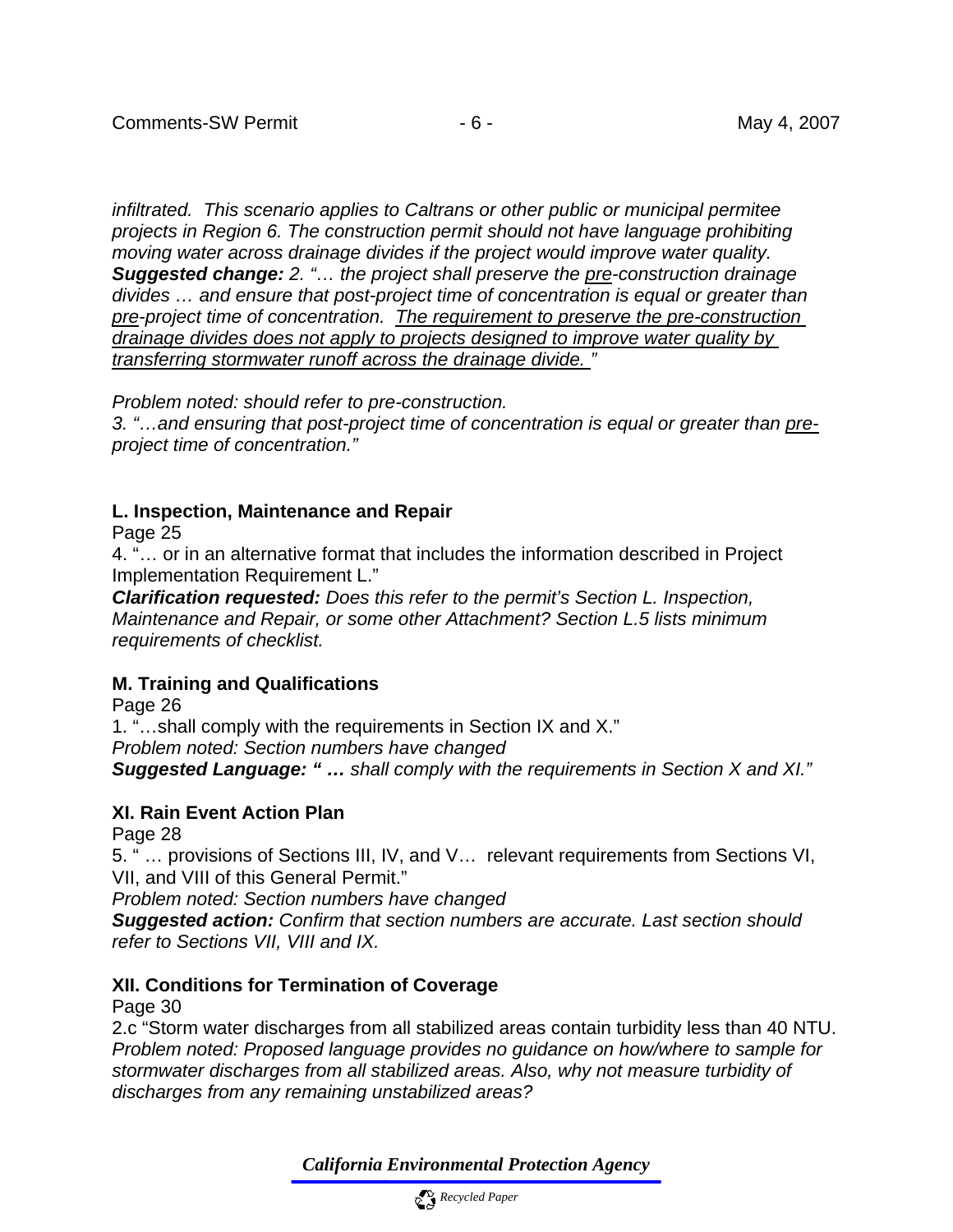*infiltrated. This scenario applies to Caltrans or other public or municipal permitee projects in Region 6. The construction permit should not have language prohibiting moving water across drainage divides if the project would improve water quality.*
***Suggested change:*** *2. "… the project shall preserve the <u>pre</u>-construction drainage divides … and ensure that post-project time of concentration is equal or greater than <u>pre</u>-project time of concentration. <u>The requirement to preserve the pre-construction drainage divides does not apply to projects designed to improve water quality by transferring stormwater runoff across the drainage divide.</u> "*

*Problem noted: should refer to pre-construction.*
*3. "…and ensuring that post-project time of concentration is equal or greater than <u>pre-project</u> time of concentration."*

**L. Inspection, Maintenance and Repair**
Page 25
4. "… or in an alternative format that includes the information described in Project Implementation Requirement L."
***Clarification requested:*** *Does this refer to the permit's Section L. Inspection, Maintenance and Repair, or some other Attachment? Section L.5 lists minimum requirements of checklist.*

**M. Training and Qualifications**
Page 26
1. "…shall comply with the requirements in Section IX and X."
*Problem noted: Section numbers have changed*
***Suggested Language: " …*** *shall comply with the requirements in Section X and XI."*

**XI. Rain Event Action Plan**
Page 28
5. " … provisions of Sections III, IV, and V… relevant requirements from Sections VI, VII, and VIII of this General Permit."
*Problem noted: Section numbers have changed*
***Suggested action:*** *Confirm that section numbers are accurate. Last section should refer to Sections VII, VIII and IX.*

**XII. Conditions for Termination of Coverage**
Page 30
2.c "Storm water discharges from all stabilized areas contain turbidity less than 40 NTU.
*Problem noted: Proposed language provides no guidance on how/where to sample for stormwater discharges from all stabilized areas. Also, why not measure turbidity of discharges from any remaining unstabilized areas?*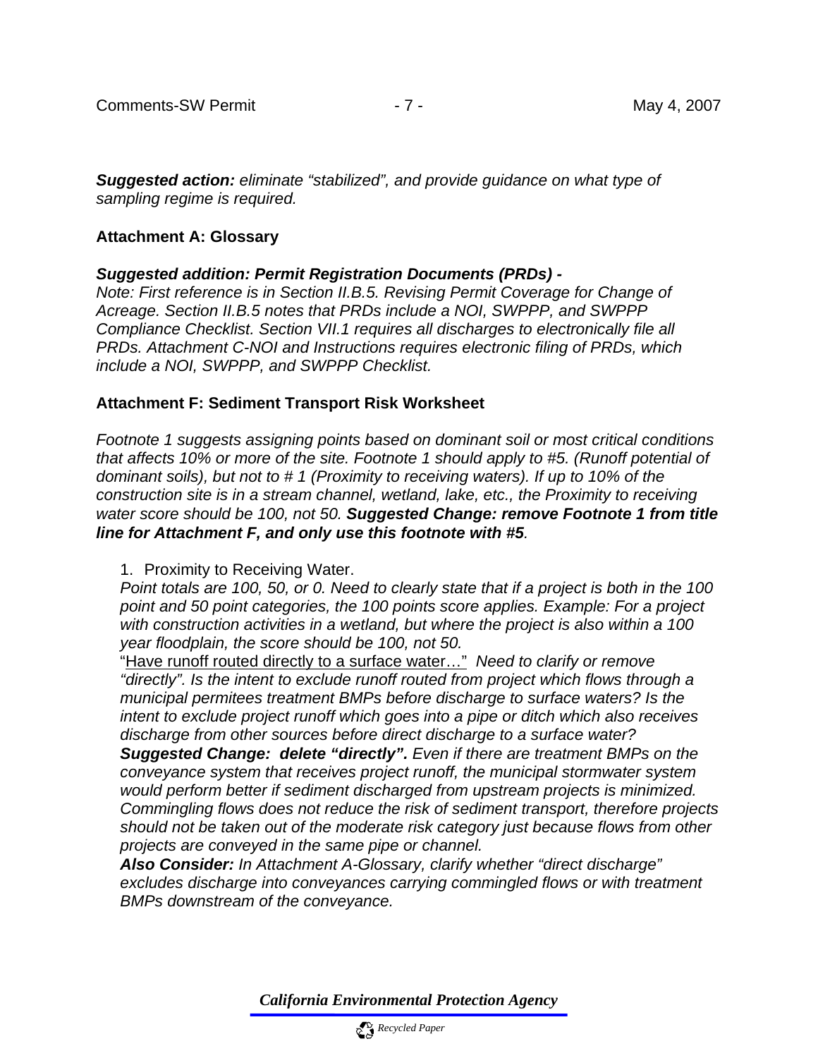***Suggested action:*** *eliminate "stabilized", and provide guidance on what type of sampling regime is required.*

**Attachment A: Glossary**

***Suggested addition: Permit Registration Documents (PRDs) -***

*Note: First reference is in Section II.B.5. Revising Permit Coverage for Change of Acreage. Section II.B.5 notes that PRDs include a NOI, SWPPP, and SWPPP Compliance Checklist. Section VII.1 requires all discharges to electronically file all PRDs. Attachment C-NOI and Instructions requires electronic filing of PRDs, which include a NOI, SWPPP, and SWPPP Checklist.*

**Attachment F: Sediment Transport Risk Worksheet**

*Footnote 1 suggests assigning points based on dominant soil or most critical conditions that affects 10% or more of the site. Footnote 1 should apply to #5. (Runoff potential of dominant soils), but not to # 1 (Proximity to receiving waters). If up to 10% of the construction site is in a stream channel, wetland, lake, etc., the Proximity to receiving water score should be 100, not 50.* ***Suggested Change: remove Footnote 1 from title line for Attachment F, and only use this footnote with #5****.*

1. Proximity to Receiving Water.

   *Point totals are 100, 50, or 0. Need to clearly state that if a project is both in the 100 point and 50 point categories, the 100 points score applies. Example: For a project with construction activities in a wetland, but where the project is also within a 100 year floodplain, the score should be 100, not 50.*

   "<u>Have runoff routed directly to a surface water…</u>" *Need to clarify or remove "directly". Is the intent to exclude runoff routed from project which flows through a municipal permitees treatment BMPs before discharge to surface waters? Is the intent to exclude project runoff which goes into a pipe or ditch which also receives discharge from other sources before direct discharge to a surface water?*

   ***Suggested Change: delete "directly".*** *Even if there are treatment BMPs on the conveyance system that receives project runoff, the municipal stormwater system would perform better if sediment discharged from upstream projects is minimized. Commingling flows does not reduce the risk of sediment transport, therefore projects should not be taken out of the moderate risk category just because flows from other projects are conveyed in the same pipe or channel.*

   ***Also Consider:*** *In Attachment A-Glossary, clarify whether "direct discharge" excludes discharge into conveyances carrying commingled flows or with treatment BMPs downstream of the conveyance.*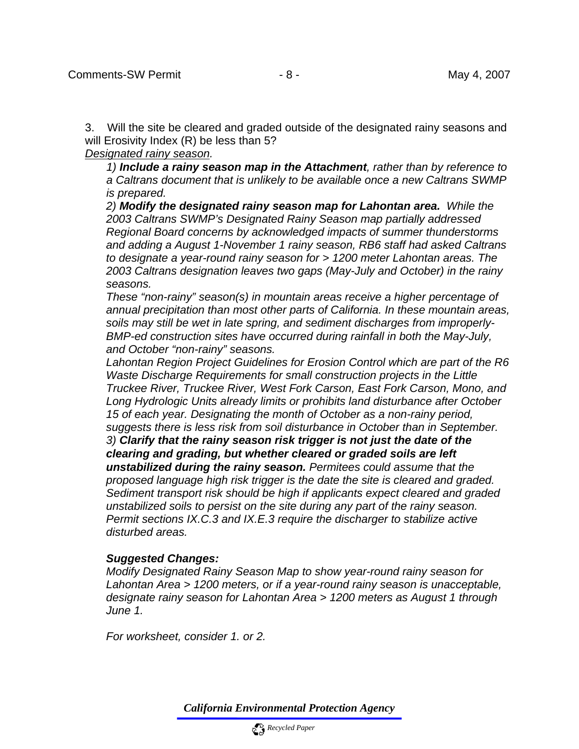3. Will the site be cleared and graded outside of the designated rainy seasons and will Erosivity Index (R) be less than 5?

*Designated rainy season.*

*1)* ***Include a rainy season map in the Attachment****, rather than by reference to a Caltrans document that is unlikely to be available once a new Caltrans SWMP is prepared.*

*2)* ***Modify the designated rainy season map for Lahontan area.*** *While the 2003 Caltrans SWMP's Designated Rainy Season map partially addressed Regional Board concerns by acknowledged impacts of summer thunderstorms and adding a August 1-November 1 rainy season, RB6 staff had asked Caltrans to designate a year-round rainy season for > 1200 meter Lahontan areas. The 2003 Caltrans designation leaves two gaps (May-July and October) in the rainy seasons.*

*These "non-rainy" season(s) in mountain areas receive a higher percentage of annual precipitation than most other parts of California. In these mountain areas, soils may still be wet in late spring, and sediment discharges from improperly-BMP-ed construction sites have occurred during rainfall in both the May-July, and October "non-rainy" seasons.*

*Lahontan Region Project Guidelines for Erosion Control which are part of the R6 Waste Discharge Requirements for small construction projects in the Little Truckee River, Truckee River, West Fork Carson, East Fork Carson, Mono, and Long Hydrologic Units already limits or prohibits land disturbance after October 15 of each year. Designating the month of October as a non-rainy period, suggests there is less risk from soil disturbance in October than in September.*

*3)* ***Clarify that the rainy season risk trigger is not just the date of the clearing and grading, but whether cleared or graded soils are left unstabilized during the rainy season.*** *Permitees could assume that the proposed language high risk trigger is the date the site is cleared and graded. Sediment transport risk should be high if applicants expect cleared and graded unstabilized soils to persist on the site during any part of the rainy season. Permit sections IX.C.3 and IX.E.3 require the discharger to stabilize active disturbed areas.*

***Suggested Changes:***

*Modify Designated Rainy Season Map to show year-round rainy season for Lahontan Area > 1200 meters, or if a year-round rainy season is unacceptable, designate rainy season for Lahontan Area > 1200 meters as August 1 through June 1.*

*For worksheet, consider 1. or 2.*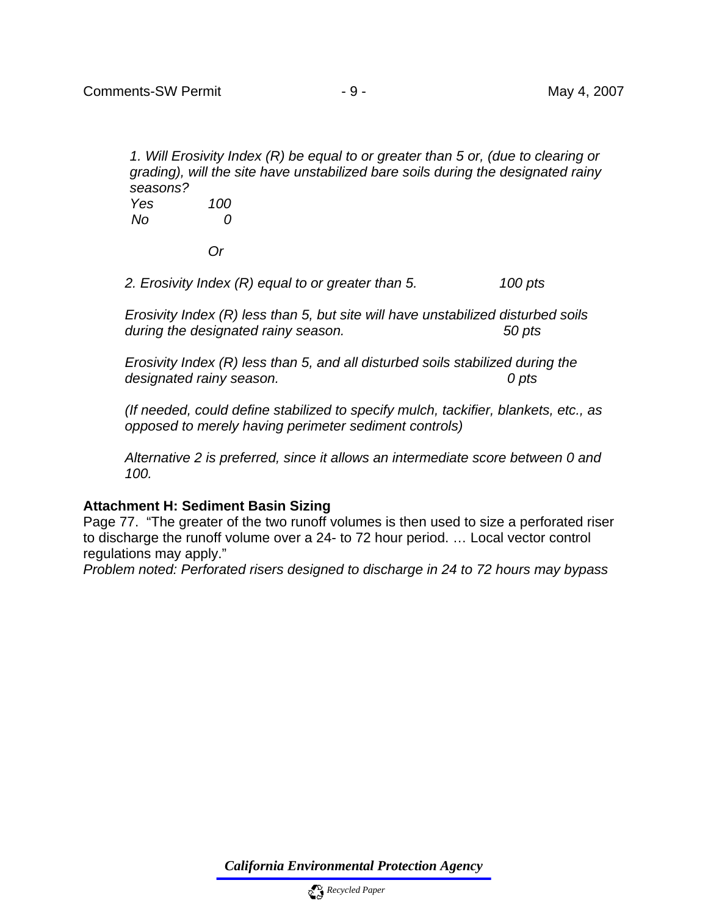*1. Will Erosivity Index (R) be equal to or greater than 5 or, (due to clearing or grading), will the site have unstabilized bare soils during the designated rainy seasons?*

| | |
|---|---|
| *Yes* | *100* |
| *No* | *0* |

*Or*

*2. Erosivity Index (R) equal to or greater than 5.* *100 pts*

*Erosivity Index (R) less than 5, but site will have unstabilized disturbed soils during the designated rainy season.* *50 pts*

*Erosivity Index (R) less than 5, and all disturbed soils stabilized during the designated rainy season.* *0 pts*

*(If needed, could define stabilized to specify mulch, tackifier, blankets, etc., as opposed to merely having perimeter sediment controls)*

*Alternative 2 is preferred, since it allows an intermediate score between 0 and 100.*

**Attachment H: Sediment Basin Sizing**

Page 77. "The greater of the two runoff volumes is then used to size a perforated riser to discharge the runoff volume over a 24- to 72 hour period. … Local vector control regulations may apply."

*Problem noted: Perforated risers designed to discharge in 24 to 72 hours may bypass*